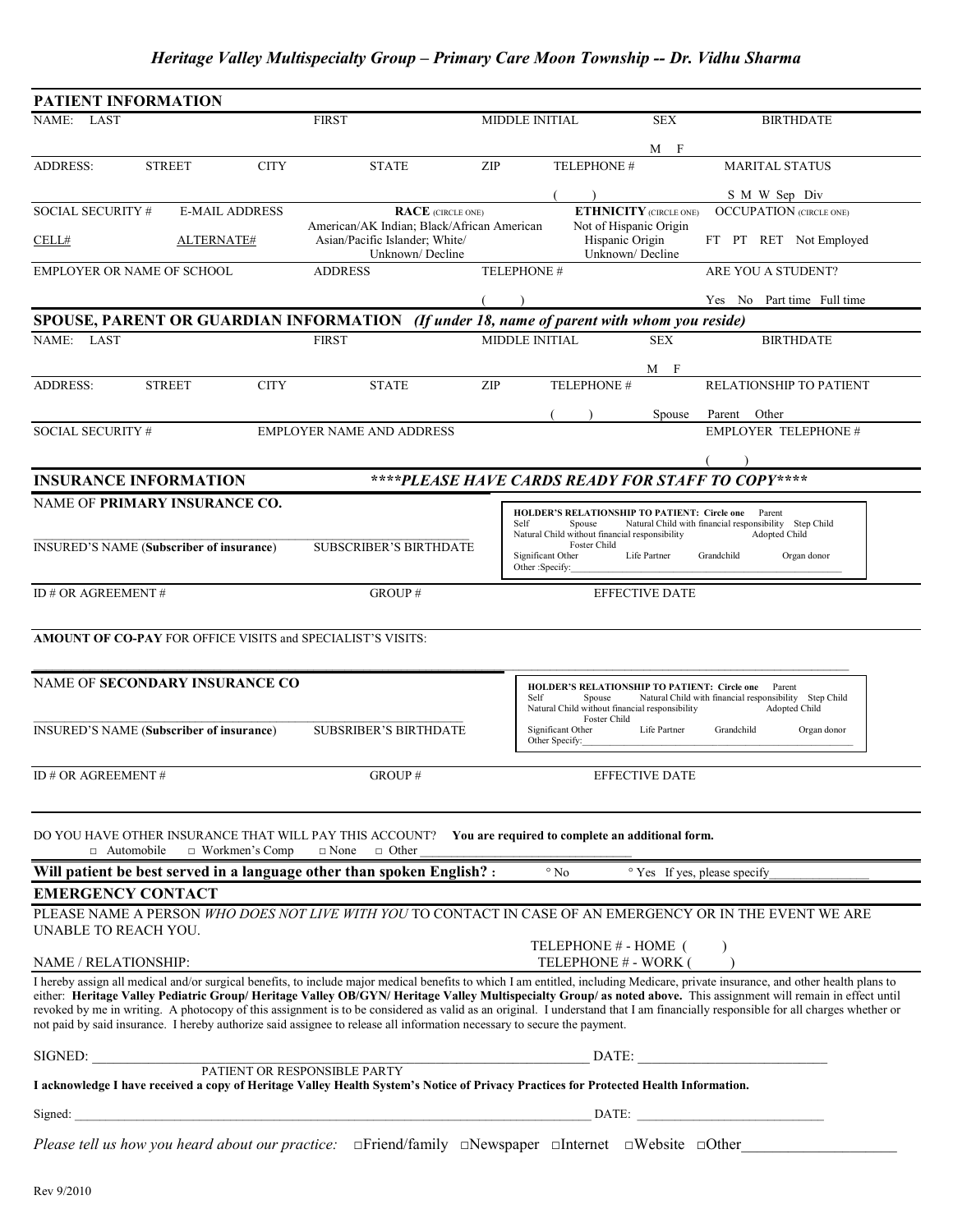### *Heritage Valley Multispecialty Group – Primary Care Moon Township -- Dr. Vidhu Sharma*

## PATIENT INFORMATION

| NAME: LAST | FIRST | MIDDLE INITIAL | SEX | BIRTHDATE |
|---|---|---|---|---|
| | | | M F | |

| ADDRESS: STREET | CITY | STATE | ZIP | TELEPHONE # | MARITAL STATUS |
|---|---|---|---|---|---|
| | | | | ( ) | S M W Sep Div |

| SOCIAL SECURITY # | E-MAIL ADDRESS | RACE (CIRCLE ONE) | ETHNICITY (CIRCLE ONE) | OCCUPATION (CIRCLE ONE) |
|---|---|---|---|---|
| CELL# | ALTERNATE# | American/AK Indian; Black/African American Asian/Pacific Islander; White/ Unknown/ Decline | Not of Hispanic Origin Hispanic Origin Unknown/ Decline | FT PT RET Not Employed |

| EMPLOYER OR NAME OF SCHOOL | ADDRESS | TELEPHONE # | ARE YOU A STUDENT? |
|---|---|---|---|
| | | ( ) | Yes No Part time Full time |

## SPOUSE, PARENT OR GUARDIAN INFORMATION *(If under 18, name of parent with whom you reside)*

| NAME: LAST | FIRST | MIDDLE INITIAL | SEX | BIRTHDATE |
|---|---|---|---|---|
| | | | M F | |

| ADDRESS: STREET | CITY | STATE | ZIP | TELEPHONE # | RELATIONSHIP TO PATIENT |
|---|---|---|---|---|---|
| | | | | ( ) | Spouse Parent Other |

| SOCIAL SECURITY # | EMPLOYER NAME AND ADDRESS | EMPLOYER TELEPHONE # |
|---|---|---|
| | | ( ) |

## INSURANCE INFORMATION

***\*\*\*\*PLEASE HAVE CARDS READY FOR STAFF TO COPY\*\*\*\****

NAME OF **PRIMARY INSURANCE CO.**

INSURED'S NAME (**Subscriber of insurance**) SUBSCRIBER'S BIRTHDATE

**HOLDER'S RELATIONSHIP TO PATIENT: Circle one** Parent Self Spouse Natural Child with financial responsibility Step Child Natural Child without financial responsibility Adopted Child Foster Child Significant Other Life Partner Grandchild Organ donor Other :Specify:\_\_\_\_\_\_\_\_\_\_\_\_\_\_\_\_\_\_\_\_

ID # OR AGREEMENT # GROUP # EFFECTIVE DATE

**AMOUNT OF CO-PAY** FOR OFFICE VISITS and SPECIALIST'S VISITS:

NAME OF **SECONDARY INSURANCE CO**

INSURED'S NAME (**Subscriber of insurance**) SUBSRIBER'S BIRTHDATE

**HOLDER'S RELATIONSHIP TO PATIENT: Circle one** Parent Self Spouse Natural Child with financial responsibility Step Child Natural Child without financial responsibility Adopted Child Foster Child Significant Other Life Partner Grandchild Organ donor Other Specify:\_\_\_\_\_\_\_\_\_\_\_\_\_\_\_\_\_\_\_\_

ID # OR AGREEMENT # GROUP # EFFECTIVE DATE

DO YOU HAVE OTHER INSURANCE THAT WILL PAY THIS ACCOUNT? **You are required to complete an additional form.**

□ Automobile □ Workmen's Comp □ None □ Other \_\_\_\_\_\_\_\_\_\_\_\_\_\_\_\_\_\_\_\_

**Will patient be best served in a language other than spoken English? :** ° No ° Yes If yes, please specify\_\_\_\_\_\_\_\_\_\_\_\_\_\_\_

## EMERGENCY CONTACT

PLEASE NAME A PERSON *WHO DOES NOT LIVE WITH YOU* TO CONTACT IN CASE OF AN EMERGENCY OR IN THE EVENT WE ARE UNABLE TO REACH YOU.

NAME / RELATIONSHIP: TELEPHONE # - HOME ( ) TELEPHONE # - WORK ( )

I hereby assign all medical and/or surgical benefits, to include major medical benefits to which I am entitled, including Medicare, private insurance, and other health plans to either: **Heritage Valley Pediatric Group/ Heritage Valley OB/GYN/ Heritage Valley Multispecialty Group/ as noted above.** This assignment will remain in effect until revoked by me in writing. A photocopy of this assignment is to be considered as valid as an original. I understand that I am financially responsible for all charges whether or not paid by said insurance. I hereby authorize said assignee to release all information necessary to secure the payment.

SIGNED: \_\_\_\_\_\_\_\_\_\_\_\_\_\_\_\_\_\_\_\_\_\_\_\_\_\_\_\_\_\_\_\_\_\_\_\_ DATE: \_\_\_\_\_\_\_\_\_\_\_\_\_\_\_\_\_\_\_\_

PATIENT OR RESPONSIBLE PARTY

**I acknowledge I have received a copy of Heritage Valley Health System's Notice of Privacy Practices for Protected Health Information.**

Signed: \_\_\_\_\_\_\_\_\_\_\_\_\_\_\_\_\_\_\_\_\_\_\_\_\_\_\_\_\_\_\_\_\_\_\_\_ DATE: \_\_\_\_\_\_\_\_\_\_\_\_\_\_\_\_\_\_\_\_

*Please tell us how you heard about our practice:* □Friend/family □Newspaper □Internet □Website □Other\_\_\_\_\_\_\_\_\_\_\_\_\_\_\_\_\_\_\_\_

Rev 9/2010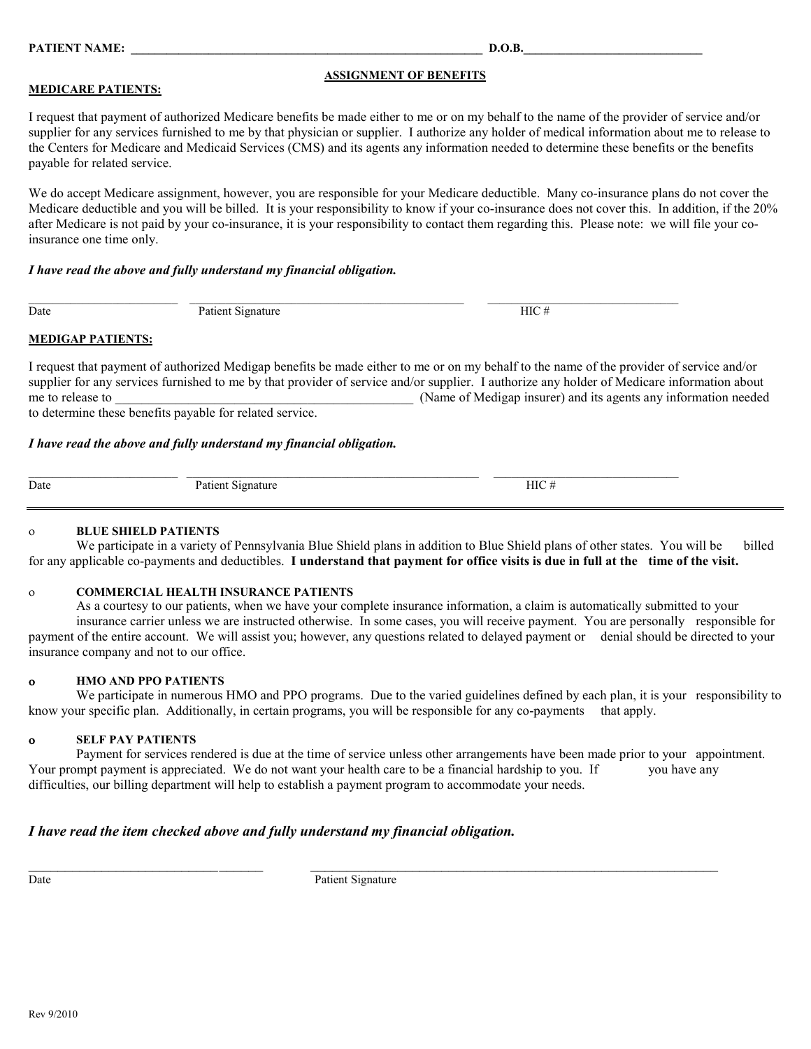**PATIENT NAME:** ______________________________ **D.O.B.**______________________

**ASSIGNMENT OF BENEFITS**

**MEDICARE PATIENTS:**

I request that payment of authorized Medicare benefits be made either to me or on my behalf to the name of the provider of service and/or supplier for any services furnished to me by that physician or supplier. I authorize any holder of medical information about me to release to the Centers for Medicare and Medicaid Services (CMS) and its agents any information needed to determine these benefits or the benefits payable for related service.

We do accept Medicare assignment, however, you are responsible for your Medicare deductible. Many co-insurance plans do not cover the Medicare deductible and you will be billed. It is your responsibility to know if your co-insurance does not cover this. In addition, if the 20% after Medicare is not paid by your co-insurance, it is your responsibility to contact them regarding this. Please note: we will file your co-insurance one time only.

***I have read the above and fully understand my financial obligation.***

______________________ ______________________________ ______________________

Date Patient Signature HIC #

**MEDIGAP PATIENTS:**

I request that payment of authorized Medigap benefits be made either to me or on my behalf to the name of the provider of service and/or supplier for any services furnished to me by that provider of service and/or supplier. I authorize any holder of Medicare information about me to release to ______________________________ (Name of Medigap insurer) and its agents any information needed to determine these benefits payable for related service.

***I have read the above and fully understand my financial obligation.***

______________________ ______________________________ ______________________

Date Patient Signature HIC #

---

o **BLUE SHIELD PATIENTS**

We participate in a variety of Pennsylvania Blue Shield plans in addition to Blue Shield plans of other states. You will be billed for any applicable co-payments and deductibles. **I understand that payment for office visits is due in full at the time of the visit.**

o **COMMERCIAL HEALTH INSURANCE PATIENTS**

As a courtesy to our patients, when we have your complete insurance information, a claim is automatically submitted to your insurance carrier unless we are instructed otherwise. In some cases, you will receive payment. You are personally responsible for payment of the entire account. We will assist you; however, any questions related to delayed payment or denial should be directed to your insurance company and not to our office.

o **HMO AND PPO PATIENTS**

We participate in numerous HMO and PPO programs. Due to the varied guidelines defined by each plan, it is your responsibility to know your specific plan. Additionally, in certain programs, you will be responsible for any co-payments that apply.

o **SELF PAY PATIENTS**

Payment for services rendered is due at the time of service unless other arrangements have been made prior to your appointment. Your prompt payment is appreciated. We do not want your health care to be a financial hardship to you. If you have any difficulties, our billing department will help to establish a payment program to accommodate your needs.

***I have read the item checked above and fully understand my financial obligation.***

______________________________ ______________________________________

Date Patient Signature

Rev 9/2010